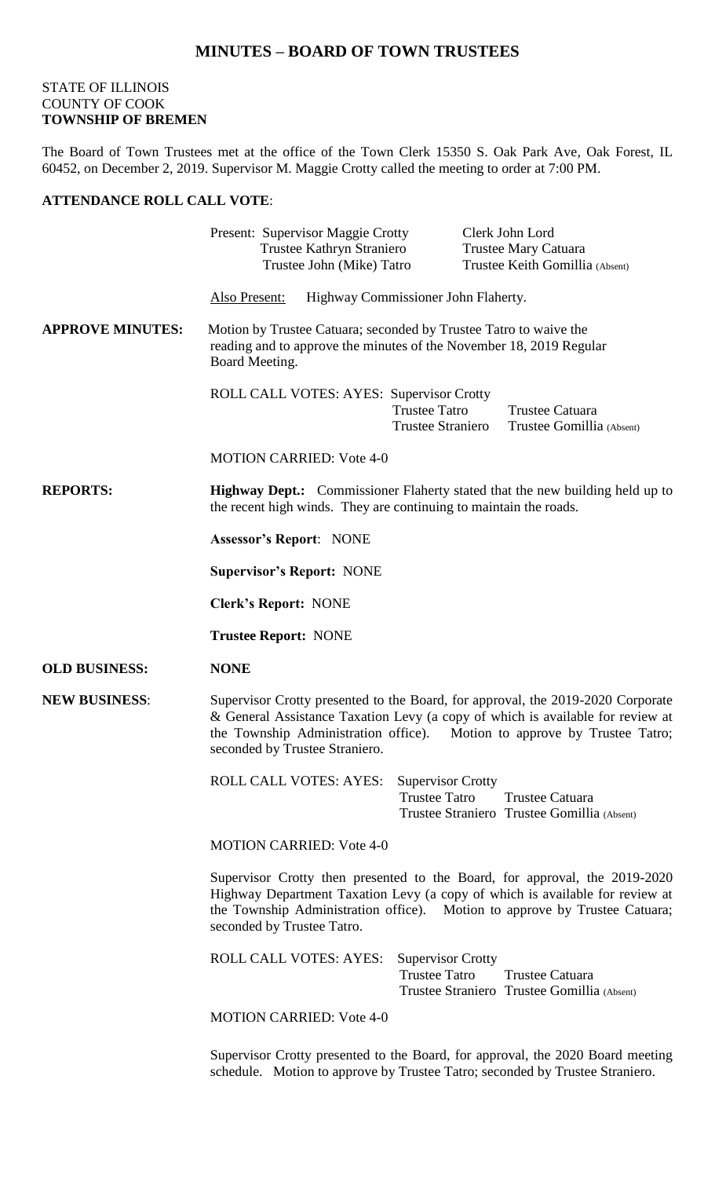# MINUTES – BOARD OF TOWN TRUSTEES

STATE OF ILLINOIS
COUNTY OF COOK
**TOWNSHIP OF BREMEN**

The Board of Town Trustees met at the office of the Town Clerk 15350 S. Oak Park Ave, Oak Forest, IL 60452, on December 2, 2019. Supervisor M. Maggie Crotty called the meeting to order at 7:00 PM.

**ATTENDANCE ROLL CALL VOTE**:

Present: Supervisor Maggie Crotty — Clerk John Lord
Trustee Kathryn Straniero — Trustee Mary Catuara
Trustee John (Mike) Tatro — Trustee Keith Gomillia (Absent)

Also Present: Highway Commissioner John Flaherty.

**APPROVE MINUTES:** Motion by Trustee Catuara; seconded by Trustee Tatro to waive the reading and to approve the minutes of the November 18, 2019 Regular Board Meeting.

ROLL CALL VOTES: AYES: Supervisor Crotty
Trustee Tatro — Trustee Catuara
Trustee Straniero — Trustee Gomillia (Absent)

MOTION CARRIED: Vote 4-0

**REPORTS:** **Highway Dept.:** Commissioner Flaherty stated that the new building held up to the recent high winds. They are continuing to maintain the roads.

**Assessor's Report**: NONE

**Supervisor's Report:** NONE

**Clerk's Report:** NONE

**Trustee Report:** NONE

**OLD BUSINESS:** **NONE**

**NEW BUSINESS**: Supervisor Crotty presented to the Board, for approval, the 2019-2020 Corporate & General Assistance Taxation Levy (a copy of which is available for review at the Township Administration office). Motion to approve by Trustee Tatro; seconded by Trustee Straniero.

ROLL CALL VOTES: AYES: Supervisor Crotty
Trustee Tatro — Trustee Catuara
Trustee Straniero — Trustee Gomillia (Absent)

MOTION CARRIED: Vote 4-0

Supervisor Crotty then presented to the Board, for approval, the 2019-2020 Highway Department Taxation Levy (a copy of which is available for review at the Township Administration office). Motion to approve by Trustee Catuara; seconded by Trustee Tatro.

ROLL CALL VOTES: AYES: Supervisor Crotty
Trustee Tatro — Trustee Catuara
Trustee Straniero — Trustee Gomillia (Absent)

MOTION CARRIED: Vote 4-0

Supervisor Crotty presented to the Board, for approval, the 2020 Board meeting schedule. Motion to approve by Trustee Tatro; seconded by Trustee Straniero.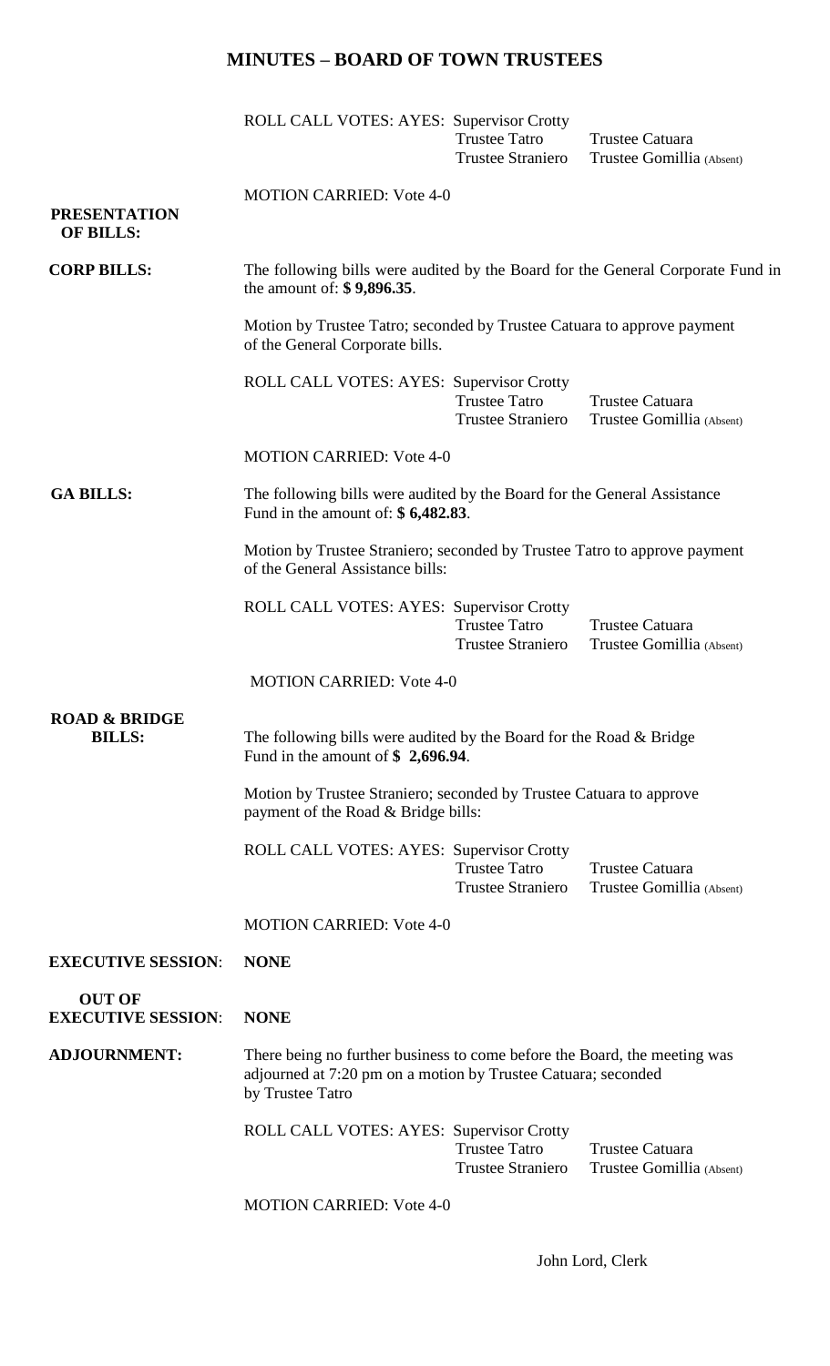# MINUTES – BOARD OF TOWN TRUSTEES

ROLL CALL VOTES: AYES: Supervisor Crotty
Trustee Tatro Trustee Catuara
Trustee Straniero Trustee Gomillia (Absent)

MOTION CARRIED: Vote 4-0

**PRESENTATION OF BILLS:**

**CORP BILLS:** The following bills were audited by the Board for the General Corporate Fund in the amount of: **$ 9,896.35**.

Motion by Trustee Tatro; seconded by Trustee Catuara to approve payment of the General Corporate bills.

ROLL CALL VOTES: AYES: Supervisor Crotty
Trustee Tatro Trustee Catuara
Trustee Straniero Trustee Gomillia (Absent)

MOTION CARRIED: Vote 4-0

**GA BILLS:** The following bills were audited by the Board for the General Assistance Fund in the amount of: **$ 6,482.83**.

Motion by Trustee Straniero; seconded by Trustee Tatro to approve payment of the General Assistance bills:

ROLL CALL VOTES: AYES: Supervisor Crotty
Trustee Tatro Trustee Catuara
Trustee Straniero Trustee Gomillia (Absent)

MOTION CARRIED: Vote 4-0

**ROAD & BRIDGE BILLS:** The following bills were audited by the Board for the Road & Bridge Fund in the amount of **$ 2,696.94**.

Motion by Trustee Straniero; seconded by Trustee Catuara to approve payment of the Road & Bridge bills:

ROLL CALL VOTES: AYES: Supervisor Crotty
Trustee Tatro Trustee Catuara
Trustee Straniero Trustee Gomillia (Absent)

MOTION CARRIED: Vote 4-0

**EXECUTIVE SESSION: NONE**

**OUT OF EXECUTIVE SESSION: NONE**

**ADJOURNMENT:** There being no further business to come before the Board, the meeting was adjourned at 7:20 pm on a motion by Trustee Catuara; seconded by Trustee Tatro

ROLL CALL VOTES: AYES: Supervisor Crotty
Trustee Tatro Trustee Catuara
Trustee Straniero Trustee Gomillia (Absent)

MOTION CARRIED: Vote 4-0

John Lord, Clerk